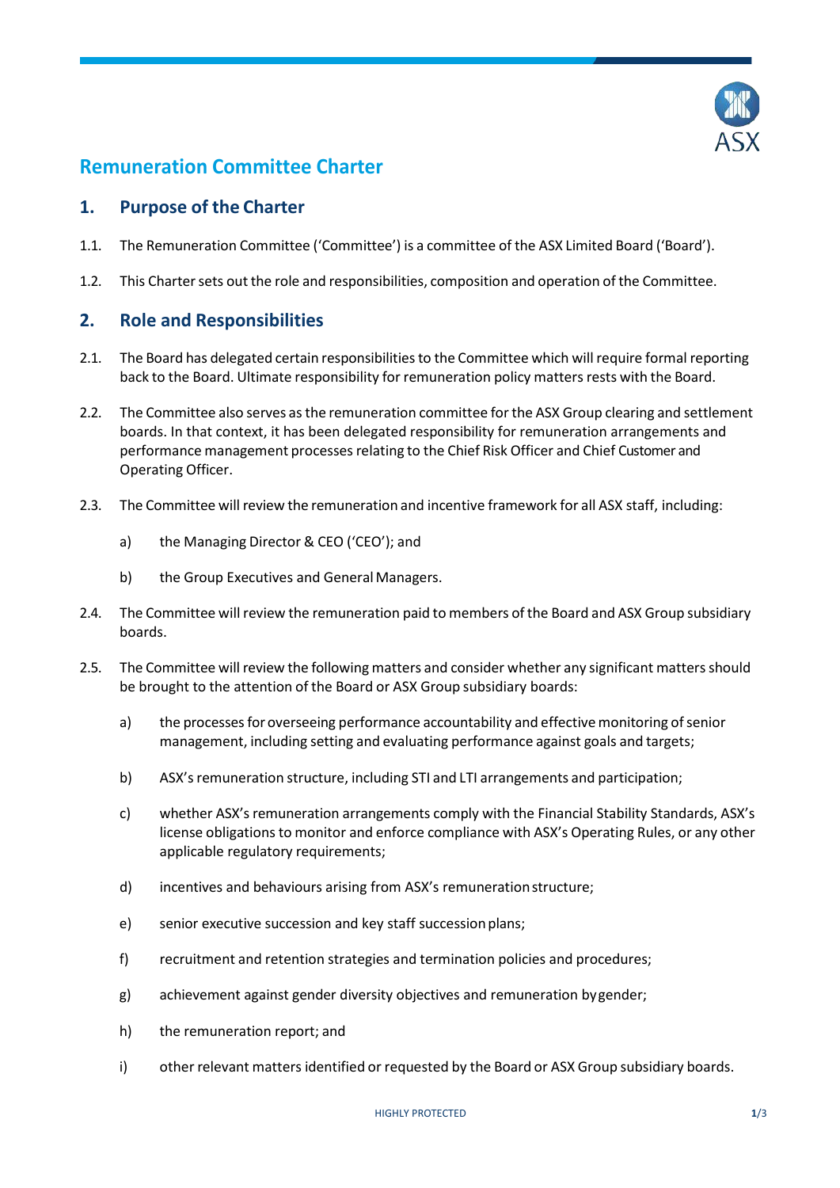# Remuneration Committee Charter

## 1. Purpose of the Charter

1.1. The Remuneration Committee ('Committee') is a committee of the ASX Limited Board ('Board').

1.2. This Charter sets out the role and responsibilities, composition and operation of the Committee.

## 2. Role and Responsibilities

2.1. The Board has delegated certain responsibilities to the Committee which will require formal reporting back to the Board. Ultimate responsibility for remuneration policy matters rests with the Board.

2.2. The Committee also serves as the remuneration committee for the ASX Group clearing and settlement boards. In that context, it has been delegated responsibility for remuneration arrangements and performance management processes relating to the Chief Risk Officer and Chief Customer and Operating Officer.

2.3. The Committee will review the remuneration and incentive framework for all ASX staff, including:

a) the Managing Director & CEO ('CEO'); and

b) the Group Executives and General Managers.

2.4. The Committee will review the remuneration paid to members of the Board and ASX Group subsidiary boards.

2.5. The Committee will review the following matters and consider whether any significant matters should be brought to the attention of the Board or ASX Group subsidiary boards:

a) the processes for overseeing performance accountability and effective monitoring of senior management, including setting and evaluating performance against goals and targets;

b) ASX's remuneration structure, including STI and LTI arrangements and participation;

c) whether ASX's remuneration arrangements comply with the Financial Stability Standards, ASX's license obligations to monitor and enforce compliance with ASX's Operating Rules, or any other applicable regulatory requirements;

d) incentives and behaviours arising from ASX's remuneration structure;

e) senior executive succession and key staff succession plans;

f) recruitment and retention strategies and termination policies and procedures;

g) achievement against gender diversity objectives and remuneration by gender;

h) the remuneration report; and

i) other relevant matters identified or requested by the Board or ASX Group subsidiary boards.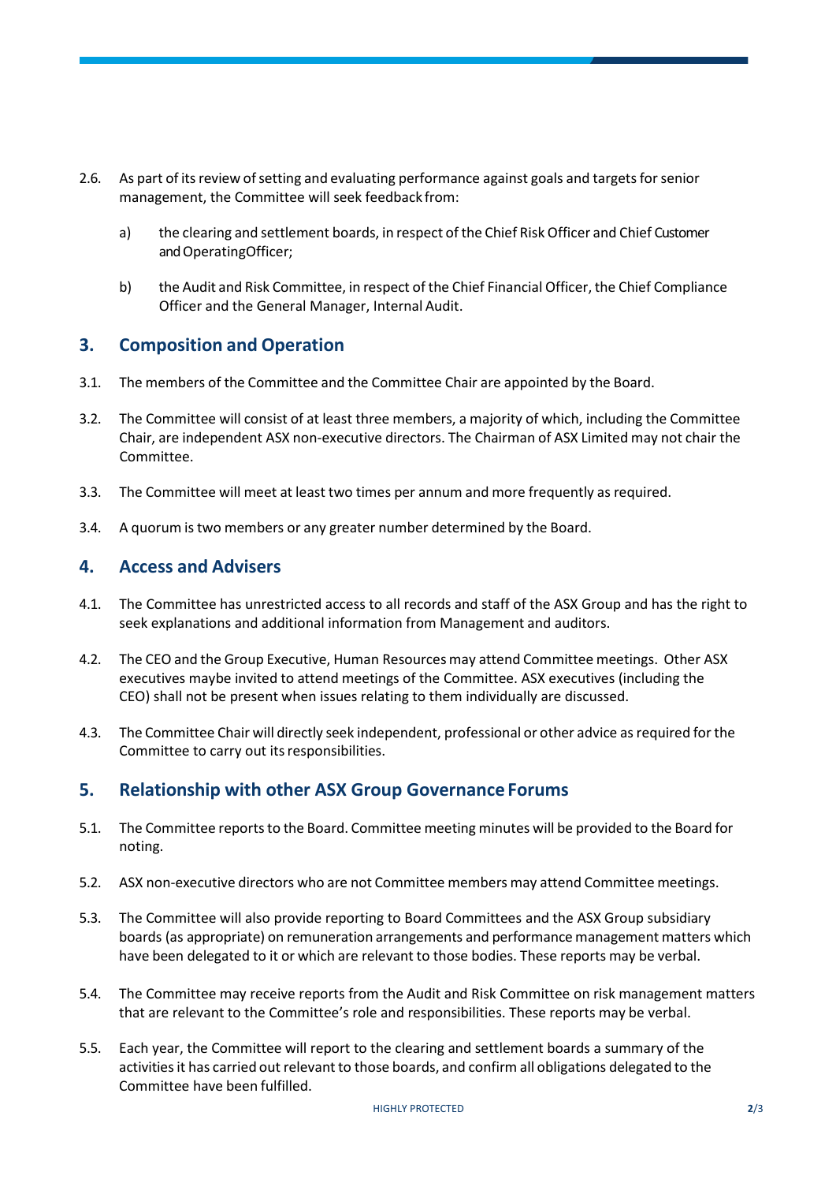2.6. As part of its review of setting and evaluating performance against goals and targets for senior management, the Committee will seek feedback from:

   a) the clearing and settlement boards, in respect of the Chief Risk Officer and Chief Customer and OperatingOfficer;

   b) the Audit and Risk Committee, in respect of the Chief Financial Officer, the Chief Compliance Officer and the General Manager, Internal Audit.

## 3. Composition and Operation

3.1. The members of the Committee and the Committee Chair are appointed by the Board.

3.2. The Committee will consist of at least three members, a majority of which, including the Committee Chair, are independent ASX non-executive directors. The Chairman of ASX Limited may not chair the Committee.

3.3. The Committee will meet at least two times per annum and more frequently as required.

3.4. A quorum is two members or any greater number determined by the Board.

## 4. Access and Advisers

4.1. The Committee has unrestricted access to all records and staff of the ASX Group and has the right to seek explanations and additional information from Management and auditors.

4.2. The CEO and the Group Executive, Human Resources may attend Committee meetings. Other ASX executives maybe invited to attend meetings of the Committee. ASX executives (including the CEO) shall not be present when issues relating to them individually are discussed.

4.3. The Committee Chair will directly seek independent, professional or other advice as required for the Committee to carry out its responsibilities.

## 5. Relationship with other ASX Group Governance Forums

5.1. The Committee reports to the Board. Committee meeting minutes will be provided to the Board for noting.

5.2. ASX non-executive directors who are not Committee members may attend Committee meetings.

5.3. The Committee will also provide reporting to Board Committees and the ASX Group subsidiary boards (as appropriate) on remuneration arrangements and performance management matters which have been delegated to it or which are relevant to those bodies. These reports may be verbal.

5.4. The Committee may receive reports from the Audit and Risk Committee on risk management matters that are relevant to the Committee's role and responsibilities. These reports may be verbal.

5.5. Each year, the Committee will report to the clearing and settlement boards a summary of the activities it has carried out relevant to those boards, and confirm all obligations delegated to the Committee have been fulfilled.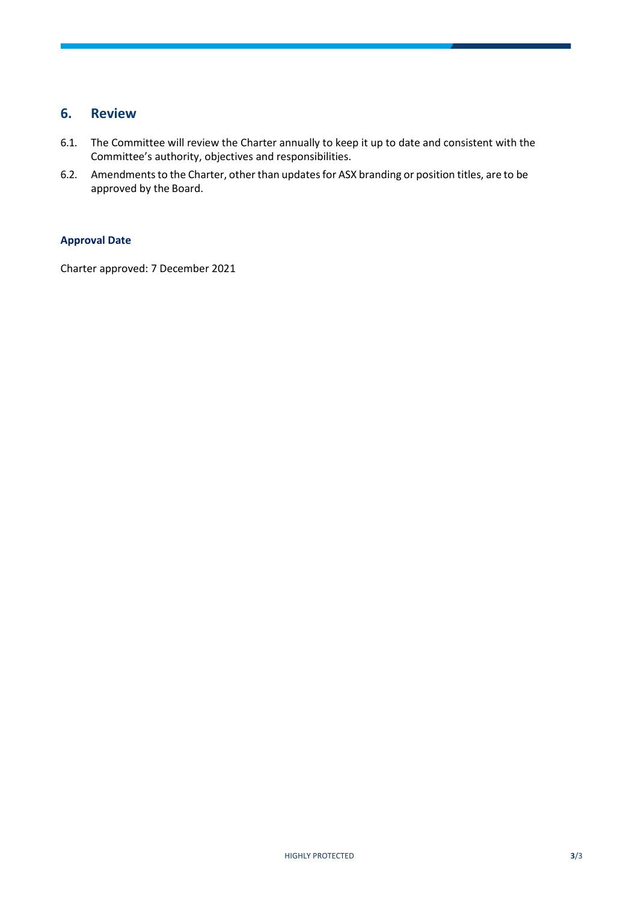## 6. Review

6.1. The Committee will review the Charter annually to keep it up to date and consistent with the Committee's authority, objectives and responsibilities.

6.2. Amendments to the Charter, other than updates for ASX branding or position titles, are to be approved by the Board.

**Approval Date**

Charter approved: 7 December 2021